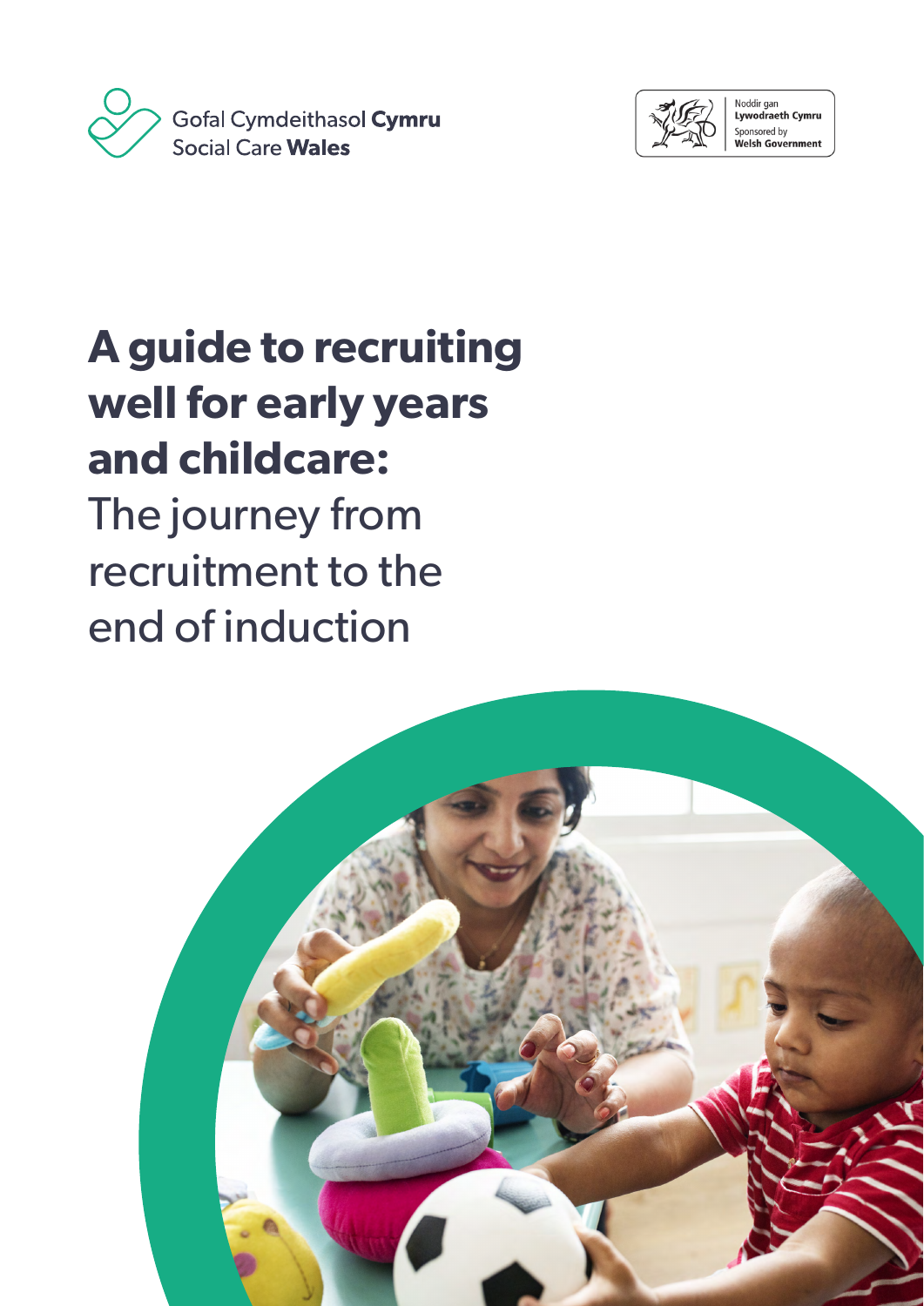Gofal Cymdeithasol **Cymru**
Social Care **Wales**

Noddir gan
**Lywodraeth Cymru**
Sponsored by
**Welsh Government**

# A guide to recruiting well for early years and childcare:

The journey from recruitment to the end of induction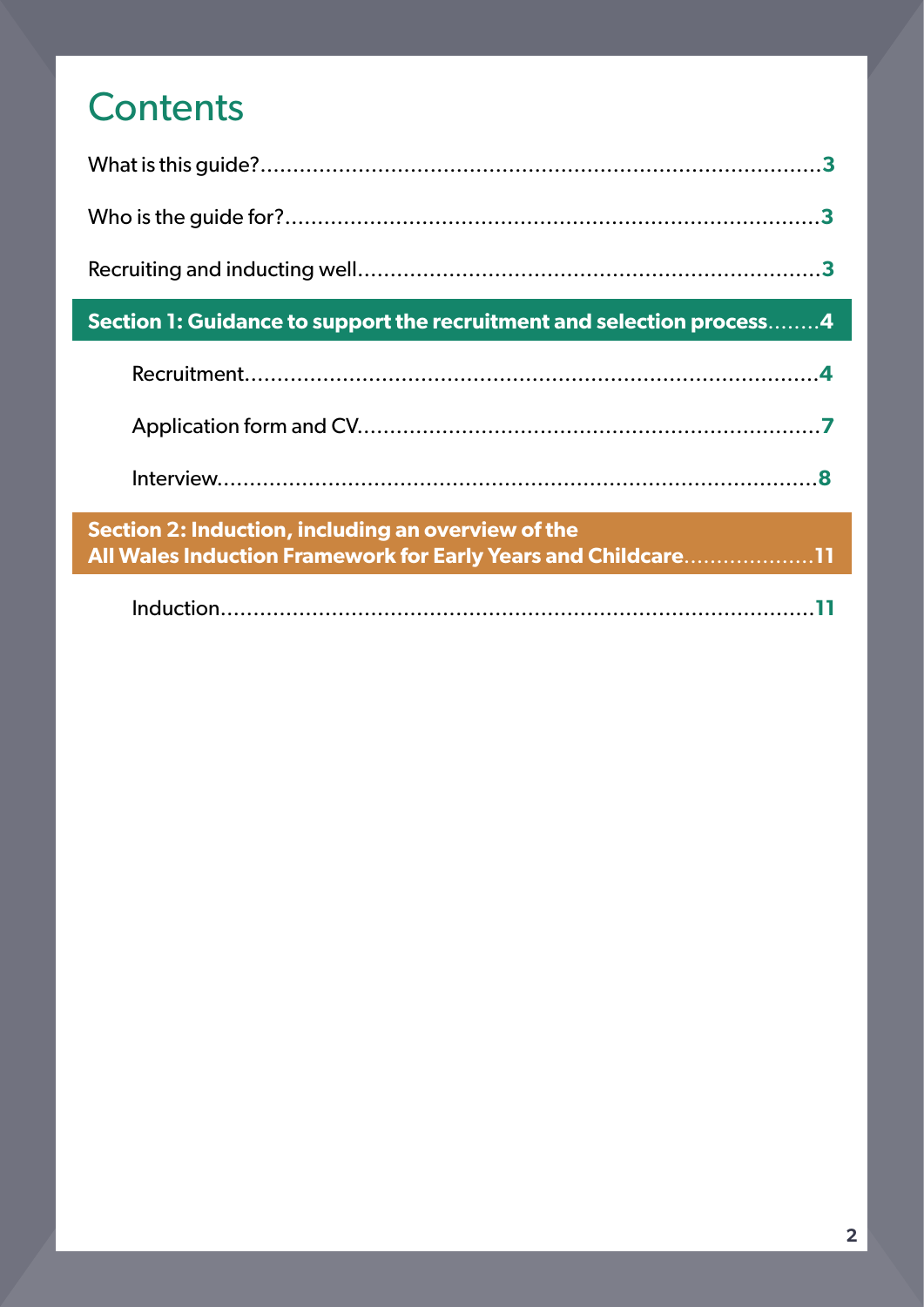# Contents

What is this guide?....................3

Who is the guide for?....................3

Recruiting and inducting well....................3

**Section 1: Guidance to support the recruitment and selection process**....................**4**

- Recruitment....................4
- Application form and CV....................7
- Interview....................8

**Section 2: Induction, including an overview of the All Wales Induction Framework for Early Years and Childcare**....................**11**

- Induction....................11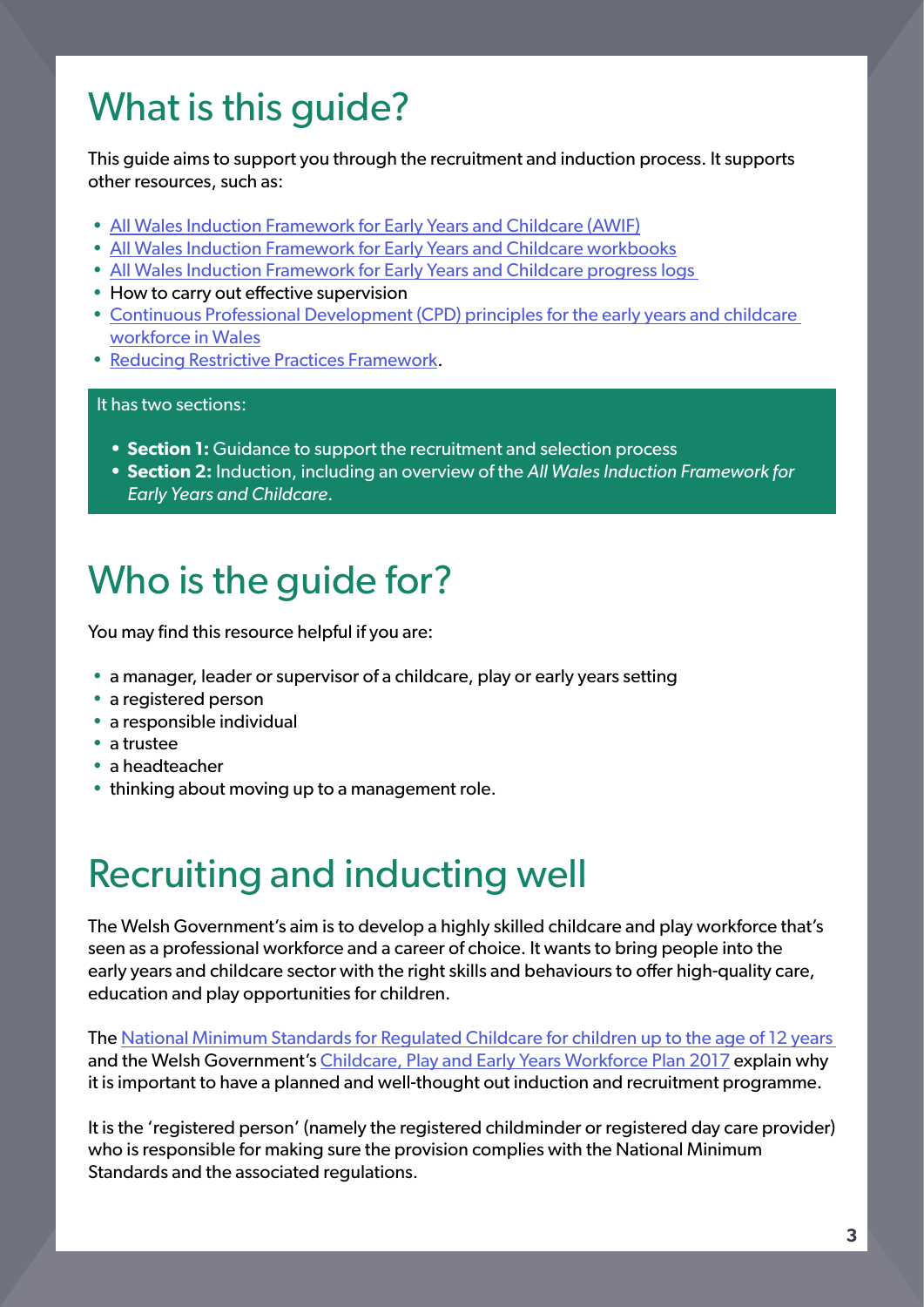# What is this guide?

This guide aims to support you through the recruitment and induction process. It supports other resources, such as:

- All Wales Induction Framework for Early Years and Childcare (AWIF)
- All Wales Induction Framework for Early Years and Childcare workbooks
- All Wales Induction Framework for Early Years and Childcare progress logs
- How to carry out effective supervision
- Continuous Professional Development (CPD) principles for the early years and childcare workforce in Wales
- Reducing Restrictive Practices Framework.

It has two sections:

- **Section 1:** Guidance to support the recruitment and selection process
- **Section 2:** Induction, including an overview of the *All Wales Induction Framework for Early Years and Childcare*.

# Who is the guide for?

You may find this resource helpful if you are:

- a manager, leader or supervisor of a childcare, play or early years setting
- a registered person
- a responsible individual
- a trustee
- a headteacher
- thinking about moving up to a management role.

# Recruiting and inducting well

The Welsh Government's aim is to develop a highly skilled childcare and play workforce that's seen as a professional workforce and a career of choice. It wants to bring people into the early years and childcare sector with the right skills and behaviours to offer high-quality care, education and play opportunities for children.

The National Minimum Standards for Regulated Childcare for children up to the age of 12 years and the Welsh Government's Childcare, Play and Early Years Workforce Plan 2017 explain why it is important to have a planned and well-thought out induction and recruitment programme.

It is the 'registered person' (namely the registered childminder or registered day care provider) who is responsible for making sure the provision complies with the National Minimum Standards and the associated regulations.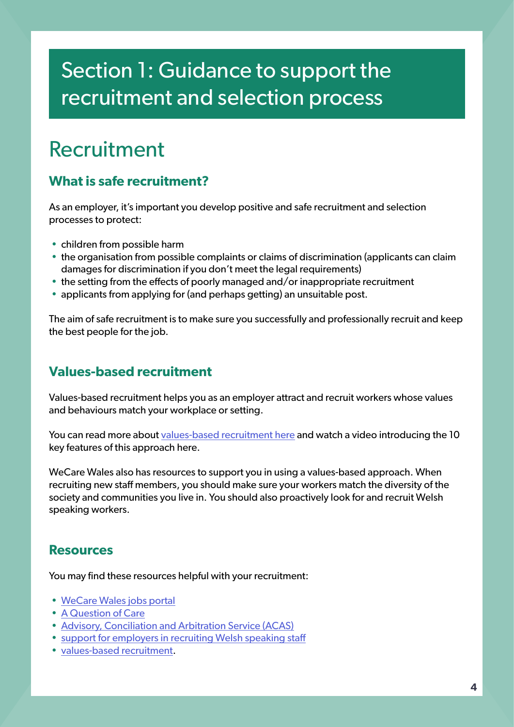# Section 1: Guidance to support the recruitment and selection process

## Recruitment

### What is safe recruitment?

As an employer, it's important you develop positive and safe recruitment and selection processes to protect:

- children from possible harm
- the organisation from possible complaints or claims of discrimination (applicants can claim damages for discrimination if you don't meet the legal requirements)
- the setting from the effects of poorly managed and/or inappropriate recruitment
- applicants from applying for (and perhaps getting) an unsuitable post.

The aim of safe recruitment is to make sure you successfully and professionally recruit and keep the best people for the job.

### Values-based recruitment

Values-based recruitment helps you as an employer attract and recruit workers whose values and behaviours match your workplace or setting.

You can read more about values-based recruitment here and watch a video introducing the 10 key features of this approach here.

WeCare Wales also has resources to support you in using a values-based approach. When recruiting new staff members, you should make sure your workers match the diversity of the society and communities you live in. You should also proactively look for and recruit Welsh speaking workers.

### Resources

You may find these resources helpful with your recruitment:

- WeCare Wales jobs portal
- A Question of Care
- Advisory, Conciliation and Arbitration Service (ACAS)
- support for employers in recruiting Welsh speaking staff
- values-based recruitment.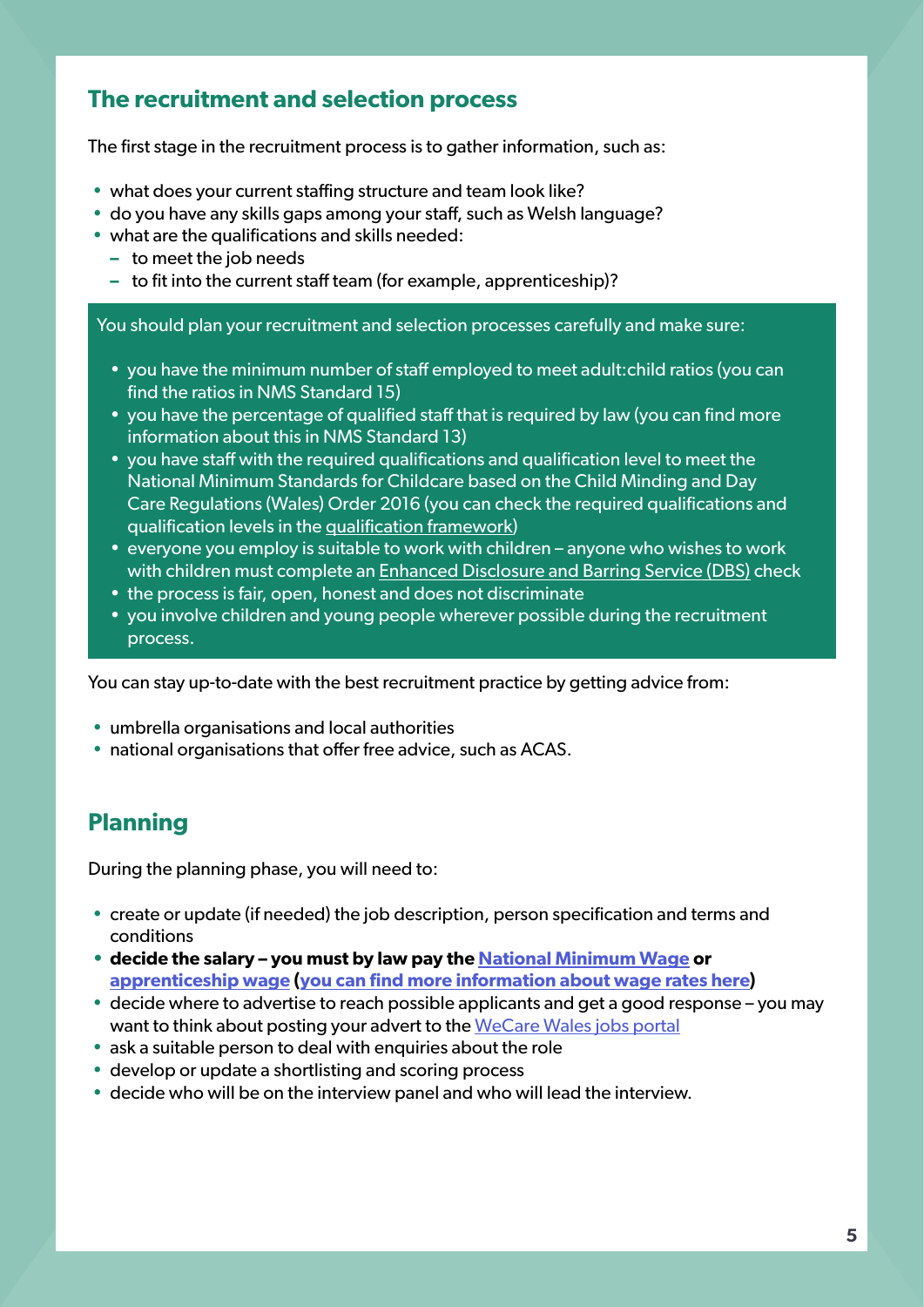## The recruitment and selection process

The first stage in the recruitment process is to gather information, such as:

- what does your current staffing structure and team look like?
- do you have any skills gaps among your staff, such as Welsh language?
- what are the qualifications and skills needed:
  - to meet the job needs
  - to fit into the current staff team (for example, apprenticeship)?

You should plan your recruitment and selection processes carefully and make sure:

- you have the minimum number of staff employed to meet adult:child ratios (you can find the ratios in NMS Standard 15)
- you have the percentage of qualified staff that is required by law (you can find more information about this in NMS Standard 13)
- you have staff with the required qualifications and qualification level to meet the National Minimum Standards for Childcare based on the Child Minding and Day Care Regulations (Wales) Order 2016 (you can check the required qualifications and qualification levels in the qualification framework)
- everyone you employ is suitable to work with children – anyone who wishes to work with children must complete an Enhanced Disclosure and Barring Service (DBS) check
- the process is fair, open, honest and does not discriminate
- you involve children and young people wherever possible during the recruitment process.

You can stay up-to-date with the best recruitment practice by getting advice from:

- umbrella organisations and local authorities
- national organisations that offer free advice, such as ACAS.

## Planning

During the planning phase, you will need to:

- create or update (if needed) the job description, person specification and terms and conditions
- **decide the salary – you must by law pay the National Minimum Wage or apprenticeship wage (you can find more information about wage rates here)**
- decide where to advertise to reach possible applicants and get a good response – you may want to think about posting your advert to the WeCare Wales jobs portal
- ask a suitable person to deal with enquiries about the role
- develop or update a shortlisting and scoring process
- decide who will be on the interview panel and who will lead the interview.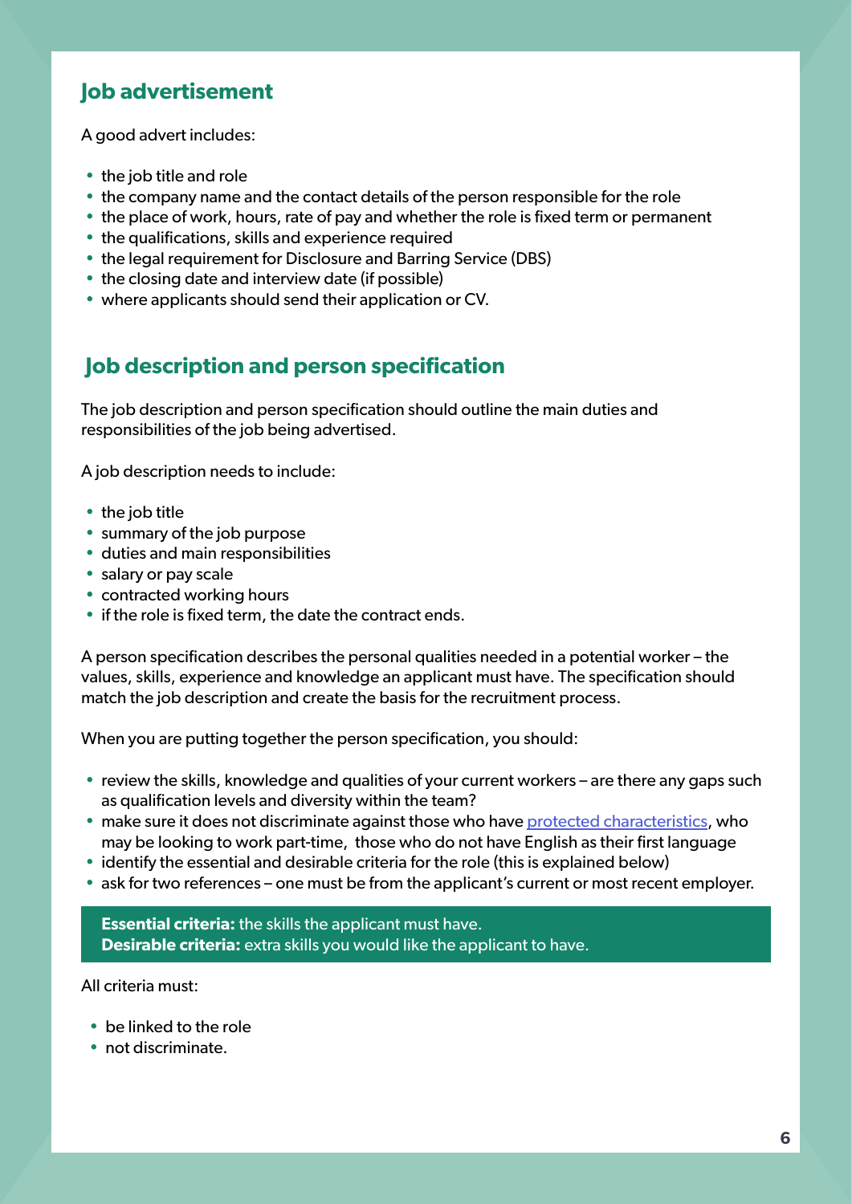## Job advertisement

A good advert includes:

- the job title and role
- the company name and the contact details of the person responsible for the role
- the place of work, hours, rate of pay and whether the role is fixed term or permanent
- the qualifications, skills and experience required
- the legal requirement for Disclosure and Barring Service (DBS)
- the closing date and interview date (if possible)
- where applicants should send their application or CV.

## Job description and person specification

The job description and person specification should outline the main duties and responsibilities of the job being advertised.

A job description needs to include:

- the job title
- summary of the job purpose
- duties and main responsibilities
- salary or pay scale
- contracted working hours
- if the role is fixed term, the date the contract ends.

A person specification describes the personal qualities needed in a potential worker – the values, skills, experience and knowledge an applicant must have. The specification should match the job description and create the basis for the recruitment process.

When you are putting together the person specification, you should:

- review the skills, knowledge and qualities of your current workers – are there any gaps such as qualification levels and diversity within the team?
- make sure it does not discriminate against those who have protected characteristics, who may be looking to work part-time, those who do not have English as their first language
- identify the essential and desirable criteria for the role (this is explained below)
- ask for two references – one must be from the applicant's current or most recent employer.

**Essential criteria:** the skills the applicant must have.
**Desirable criteria:** extra skills you would like the applicant to have.

All criteria must:

- be linked to the role
- not discriminate.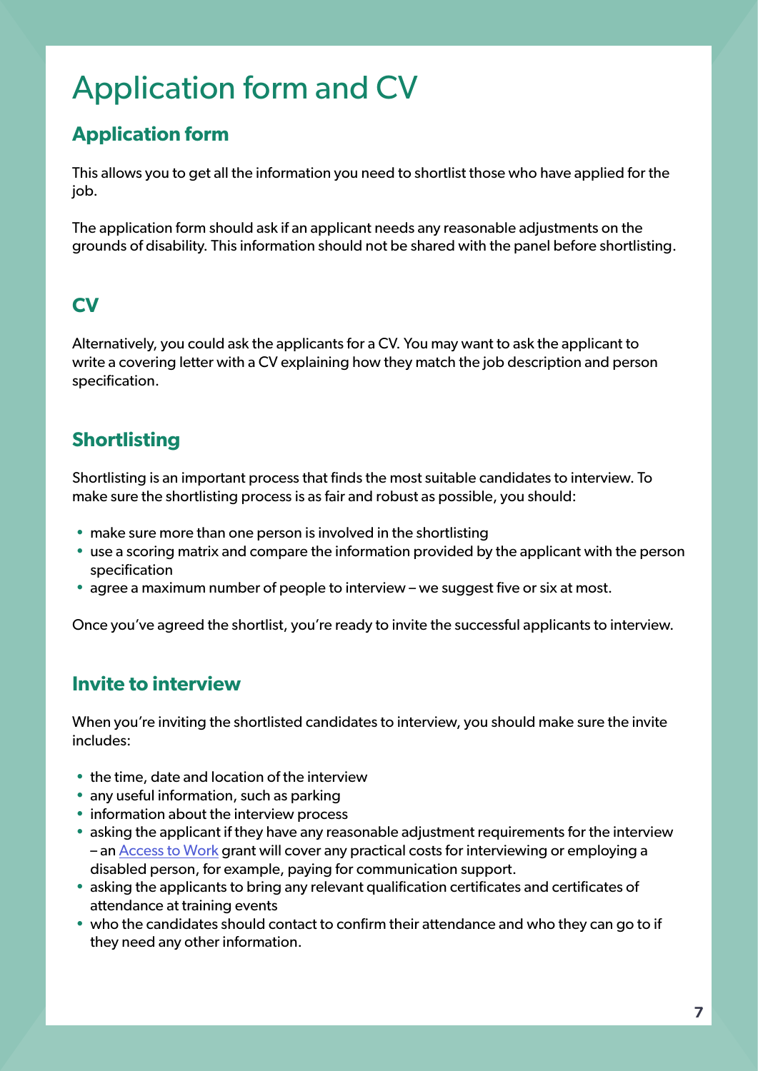# Application form and CV

## Application form

This allows you to get all the information you need to shortlist those who have applied for the job.

The application form should ask if an applicant needs any reasonable adjustments on the grounds of disability. This information should not be shared with the panel before shortlisting.

## CV

Alternatively, you could ask the applicants for a CV. You may want to ask the applicant to write a covering letter with a CV explaining how they match the job description and person specification.

## Shortlisting

Shortlisting is an important process that finds the most suitable candidates to interview. To make sure the shortlisting process is as fair and robust as possible, you should:

- make sure more than one person is involved in the shortlisting
- use a scoring matrix and compare the information provided by the applicant with the person specification
- agree a maximum number of people to interview – we suggest five or six at most.

Once you've agreed the shortlist, you're ready to invite the successful applicants to interview.

## Invite to interview

When you're inviting the shortlisted candidates to interview, you should make sure the invite includes:

- the time, date and location of the interview
- any useful information, such as parking
- information about the interview process
- asking the applicant if they have any reasonable adjustment requirements for the interview – an Access to Work grant will cover any practical costs for interviewing or employing a disabled person, for example, paying for communication support.
- asking the applicants to bring any relevant qualification certificates and certificates of attendance at training events
- who the candidates should contact to confirm their attendance and who they can go to if they need any other information.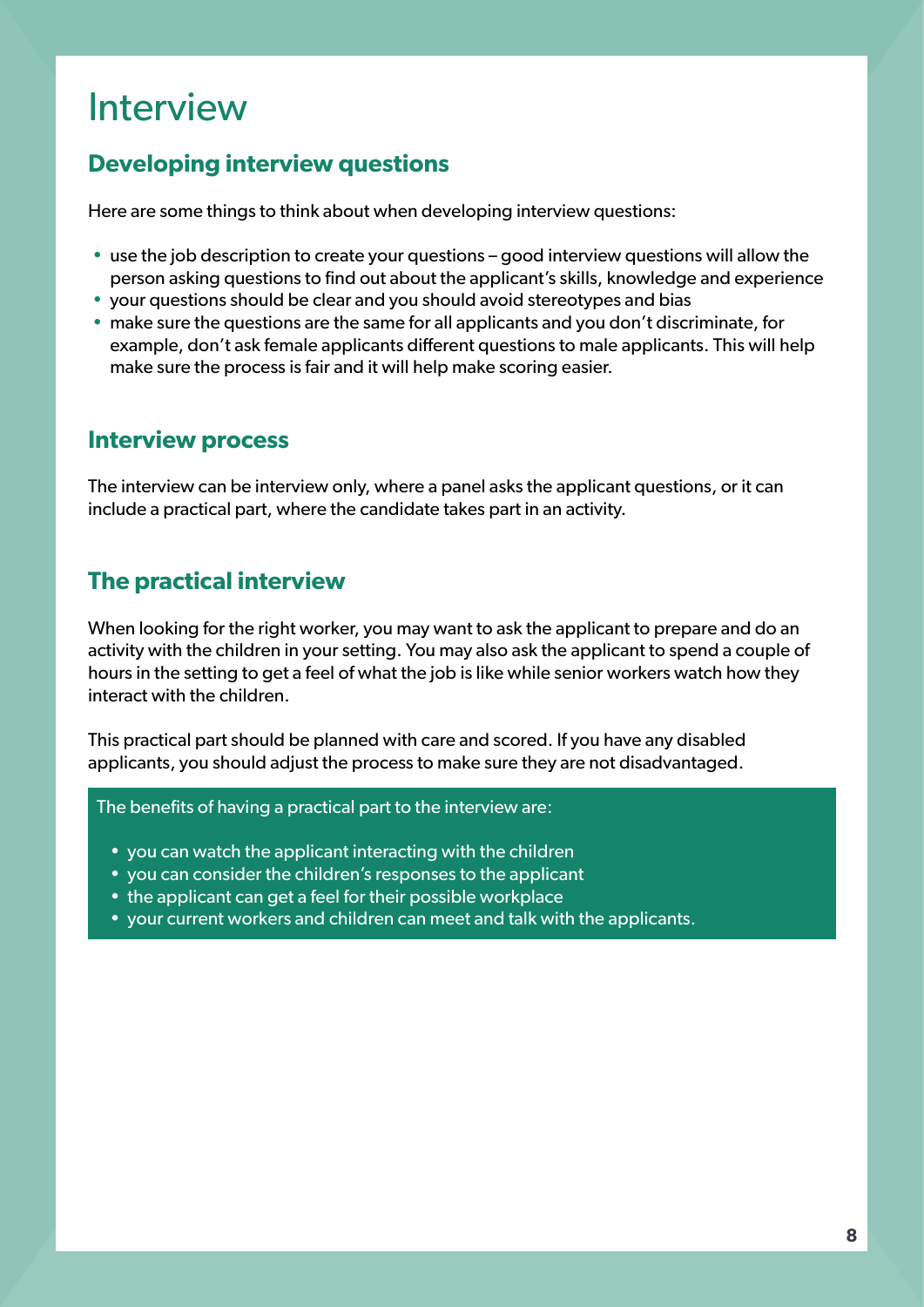# Interview

## Developing interview questions

Here are some things to think about when developing interview questions:

- use the job description to create your questions – good interview questions will allow the person asking questions to find out about the applicant's skills, knowledge and experience
- your questions should be clear and you should avoid stereotypes and bias
- make sure the questions are the same for all applicants and you don't discriminate, for example, don't ask female applicants different questions to male applicants. This will help make sure the process is fair and it will help make scoring easier.

## Interview process

The interview can be interview only, where a panel asks the applicant questions, or it can include a practical part, where the candidate takes part in an activity.

## The practical interview

When looking for the right worker, you may want to ask the applicant to prepare and do an activity with the children in your setting. You may also ask the applicant to spend a couple of hours in the setting to get a feel of what the job is like while senior workers watch how they interact with the children.

This practical part should be planned with care and scored. If you have any disabled applicants, you should adjust the process to make sure they are not disadvantaged.

The benefits of having a practical part to the interview are:

- you can watch the applicant interacting with the children
- you can consider the children's responses to the applicant
- the applicant can get a feel for their possible workplace
- your current workers and children can meet and talk with the applicants.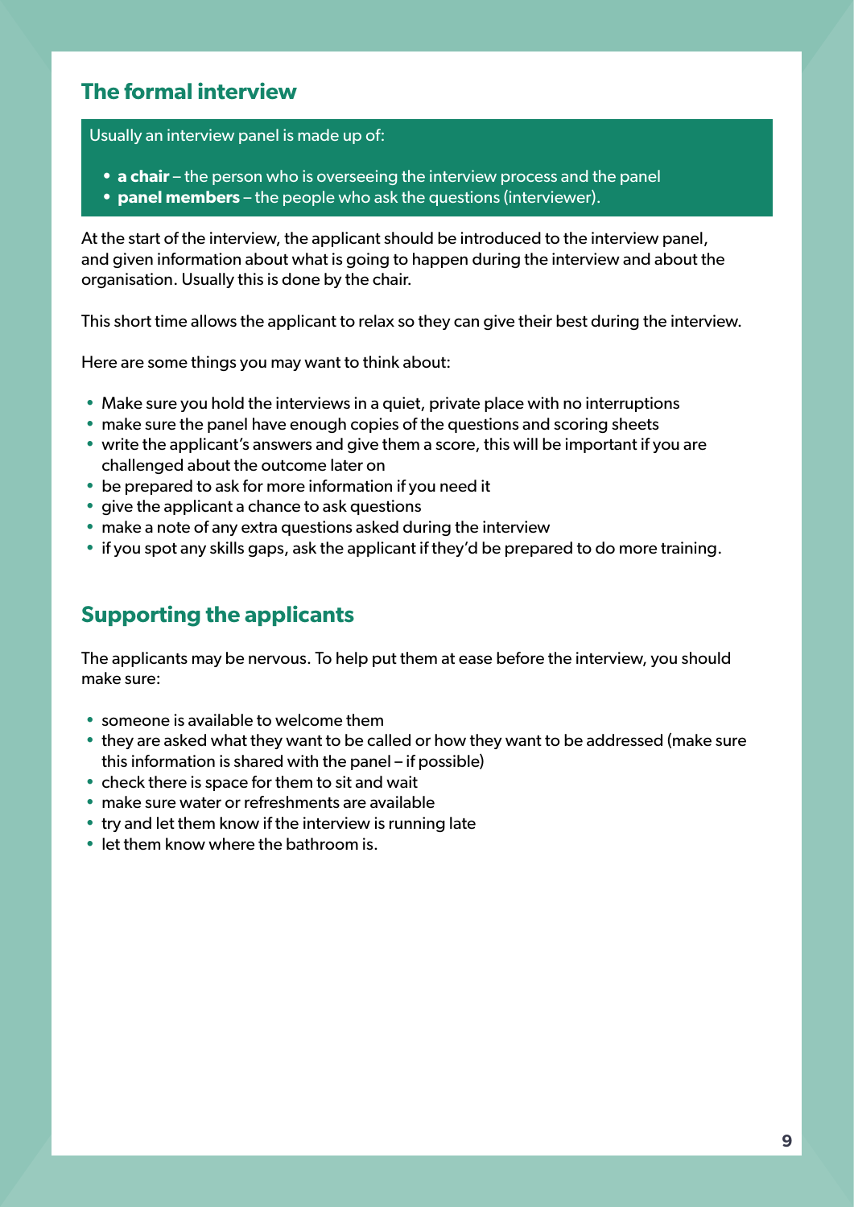## The formal interview

Usually an interview panel is made up of:

- **a chair** – the person who is overseeing the interview process and the panel
- **panel members** – the people who ask the questions (interviewer).

At the start of the interview, the applicant should be introduced to the interview panel, and given information about what is going to happen during the interview and about the organisation. Usually this is done by the chair.

This short time allows the applicant to relax so they can give their best during the interview.

Here are some things you may want to think about:

- Make sure you hold the interviews in a quiet, private place with no interruptions
- make sure the panel have enough copies of the questions and scoring sheets
- write the applicant's answers and give them a score, this will be important if you are challenged about the outcome later on
- be prepared to ask for more information if you need it
- give the applicant a chance to ask questions
- make a note of any extra questions asked during the interview
- if you spot any skills gaps, ask the applicant if they'd be prepared to do more training.

## Supporting the applicants

The applicants may be nervous. To help put them at ease before the interview, you should make sure:

- someone is available to welcome them
- they are asked what they want to be called or how they want to be addressed (make sure this information is shared with the panel – if possible)
- check there is space for them to sit and wait
- make sure water or refreshments are available
- try and let them know if the interview is running late
- let them know where the bathroom is.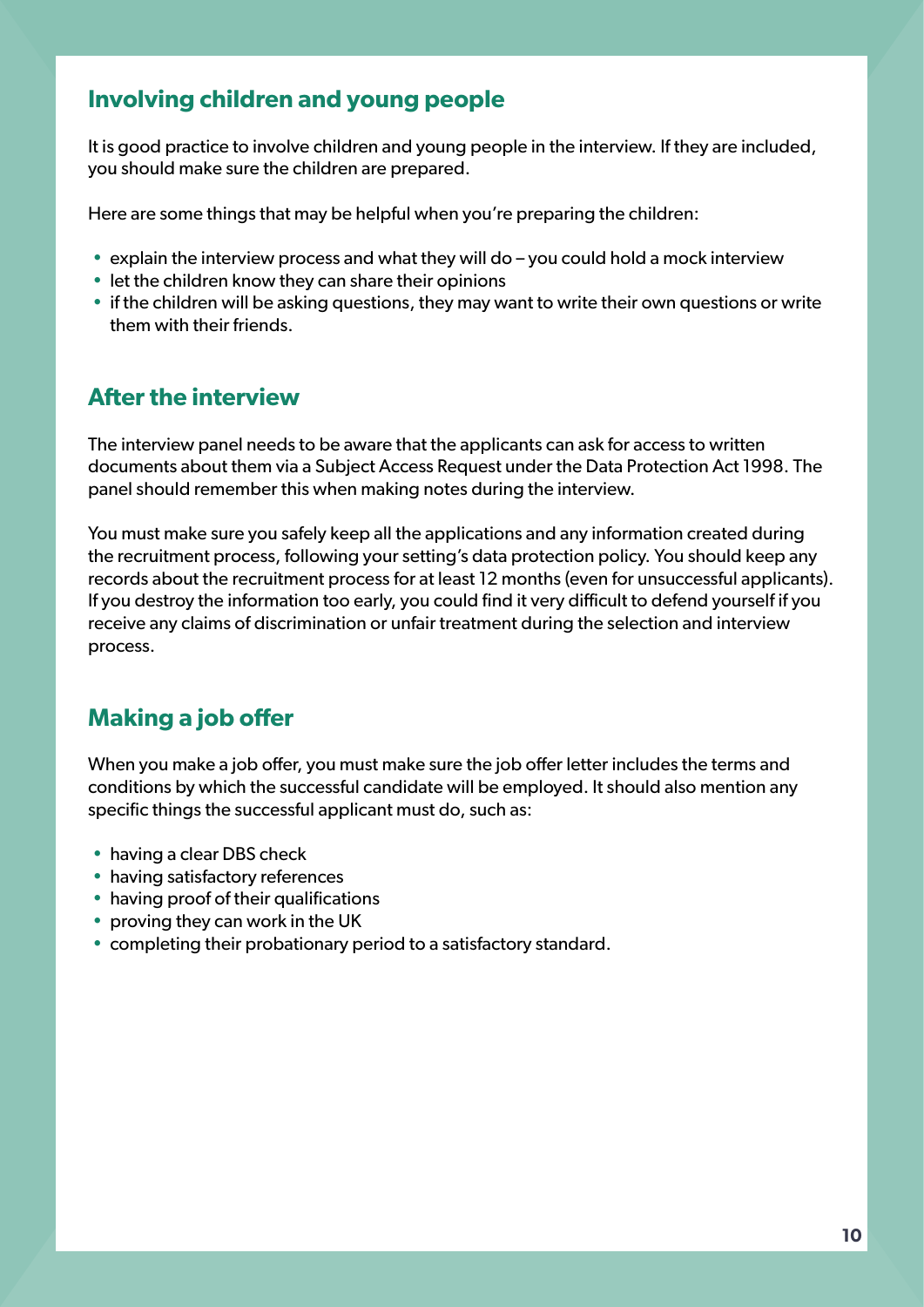## Involving children and young people

It is good practice to involve children and young people in the interview. If they are included, you should make sure the children are prepared.

Here are some things that may be helpful when you're preparing the children:

- explain the interview process and what they will do – you could hold a mock interview
- let the children know they can share their opinions
- if the children will be asking questions, they may want to write their own questions or write them with their friends.

## After the interview

The interview panel needs to be aware that the applicants can ask for access to written documents about them via a Subject Access Request under the Data Protection Act 1998. The panel should remember this when making notes during the interview.

You must make sure you safely keep all the applications and any information created during the recruitment process, following your setting's data protection policy. You should keep any records about the recruitment process for at least 12 months (even for unsuccessful applicants). If you destroy the information too early, you could find it very difficult to defend yourself if you receive any claims of discrimination or unfair treatment during the selection and interview process.

## Making a job offer

When you make a job offer, you must make sure the job offer letter includes the terms and conditions by which the successful candidate will be employed. It should also mention any specific things the successful applicant must do, such as:

- having a clear DBS check
- having satisfactory references
- having proof of their qualifications
- proving they can work in the UK
- completing their probationary period to a satisfactory standard.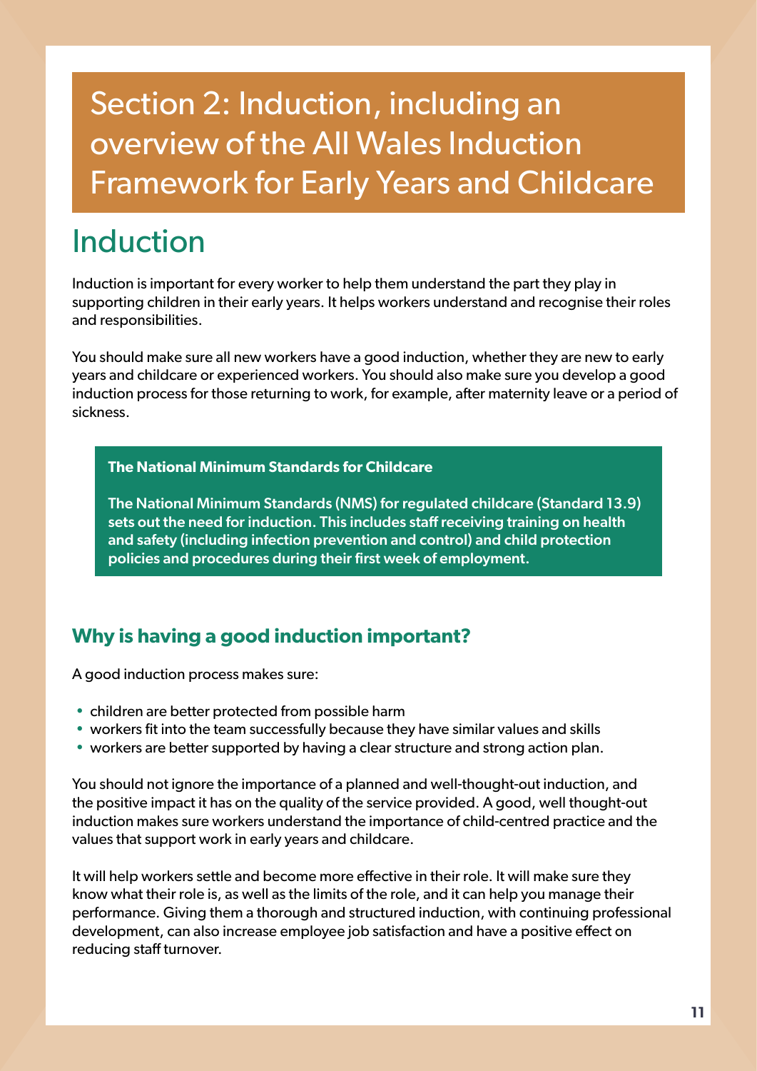# Section 2: Induction, including an overview of the All Wales Induction Framework for Early Years and Childcare

## Induction

Induction is important for every worker to help them understand the part they play in supporting children in their early years. It helps workers understand and recognise their roles and responsibilities.

You should make sure all new workers have a good induction, whether they are new to early years and childcare or experienced workers. You should also make sure you develop a good induction process for those returning to work, for example, after maternity leave or a period of sickness.

> **The National Minimum Standards for Childcare**
>
> **The National Minimum Standards (NMS) for regulated childcare (Standard 13.9) sets out the need for induction. This includes staff receiving training on health and safety (including infection prevention and control) and child protection policies and procedures during their first week of employment.**

### Why is having a good induction important?

A good induction process makes sure:

- children are better protected from possible harm
- workers fit into the team successfully because they have similar values and skills
- workers are better supported by having a clear structure and strong action plan.

You should not ignore the importance of a planned and well-thought-out induction, and the positive impact it has on the quality of the service provided. A good, well thought-out induction makes sure workers understand the importance of child-centred practice and the values that support work in early years and childcare.

It will help workers settle and become more effective in their role. It will make sure they know what their role is, as well as the limits of the role, and it can help you manage their performance. Giving them a thorough and structured induction, with continuing professional development, can also increase employee job satisfaction and have a positive effect on reducing staff turnover.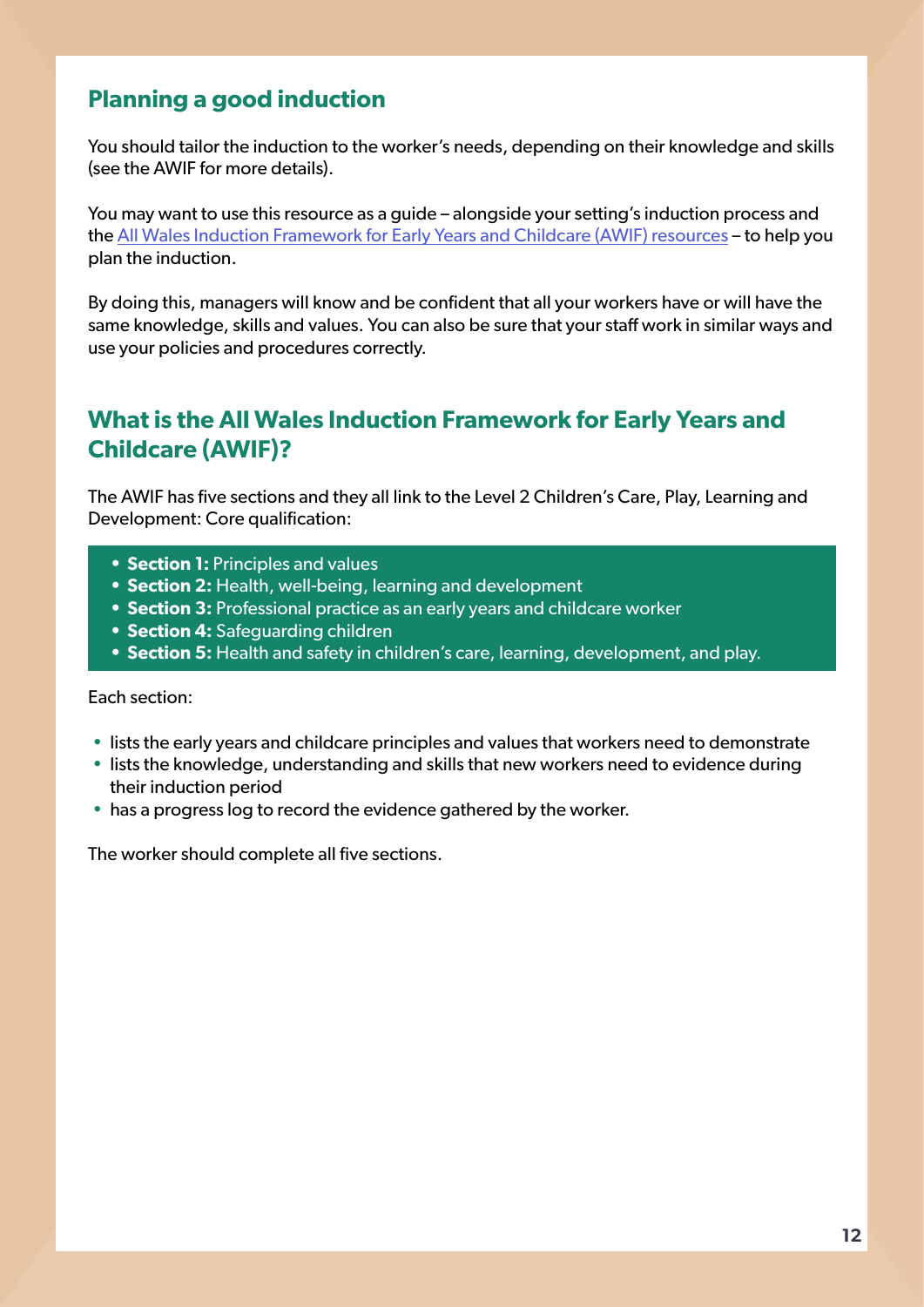## Planning a good induction

You should tailor the induction to the worker's needs, depending on their knowledge and skills (see the AWIF for more details).

You may want to use this resource as a guide – alongside your setting's induction process and the [All Wales Induction Framework for Early Years and Childcare (AWIF) resources]() – to help you plan the induction.

By doing this, managers will know and be confident that all your workers have or will have the same knowledge, skills and values. You can also be sure that your staff work in similar ways and use your policies and procedures correctly.

## What is the All Wales Induction Framework for Early Years and Childcare (AWIF)?

The AWIF has five sections and they all link to the Level 2 Children's Care, Play, Learning and Development: Core qualification:

- **Section 1:** Principles and values
- **Section 2:** Health, well-being, learning and development
- **Section 3:** Professional practice as an early years and childcare worker
- **Section 4:** Safeguarding children
- **Section 5:** Health and safety in children's care, learning, development, and play.

Each section:

- lists the early years and childcare principles and values that workers need to demonstrate
- lists the knowledge, understanding and skills that new workers need to evidence during their induction period
- has a progress log to record the evidence gathered by the worker.

The worker should complete all five sections.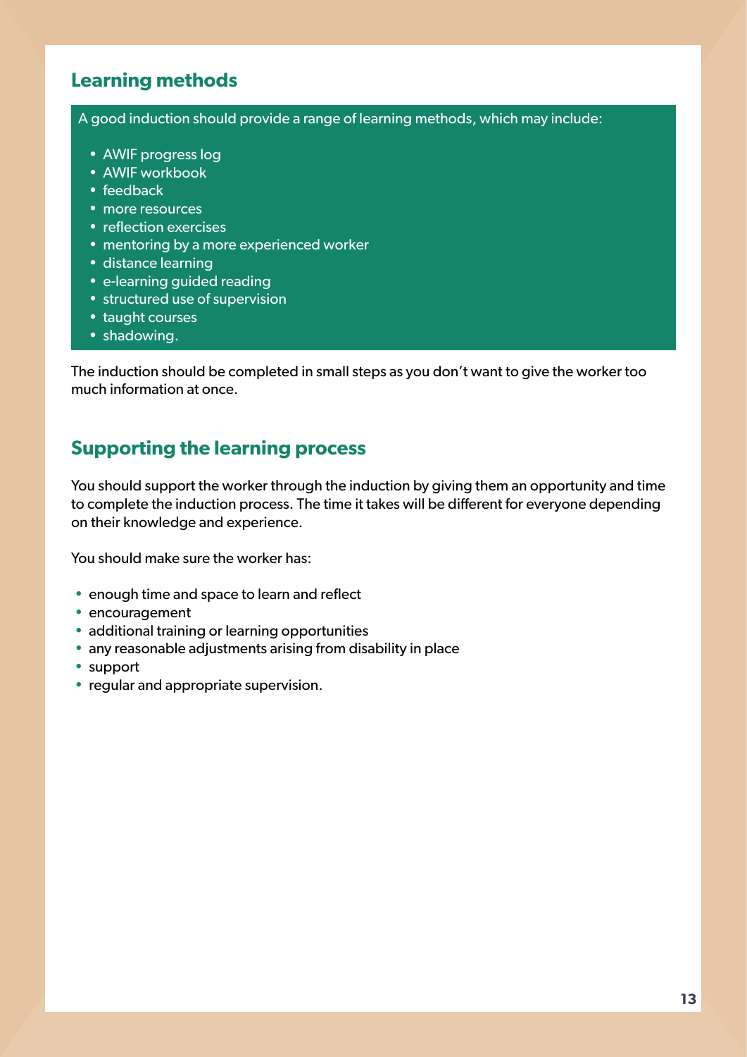## Learning methods

A good induction should provide a range of learning methods, which may include:

- AWIF progress log
- AWIF workbook
- feedback
- more resources
- reflection exercises
- mentoring by a more experienced worker
- distance learning
- e-learning guided reading
- structured use of supervision
- taught courses
- shadowing.

The induction should be completed in small steps as you don't want to give the worker too much information at once.

## Supporting the learning process

You should support the worker through the induction by giving them an opportunity and time to complete the induction process. The time it takes will be different for everyone depending on their knowledge and experience.

You should make sure the worker has:

- enough time and space to learn and reflect
- encouragement
- additional training or learning opportunities
- any reasonable adjustments arising from disability in place
- support
- regular and appropriate supervision.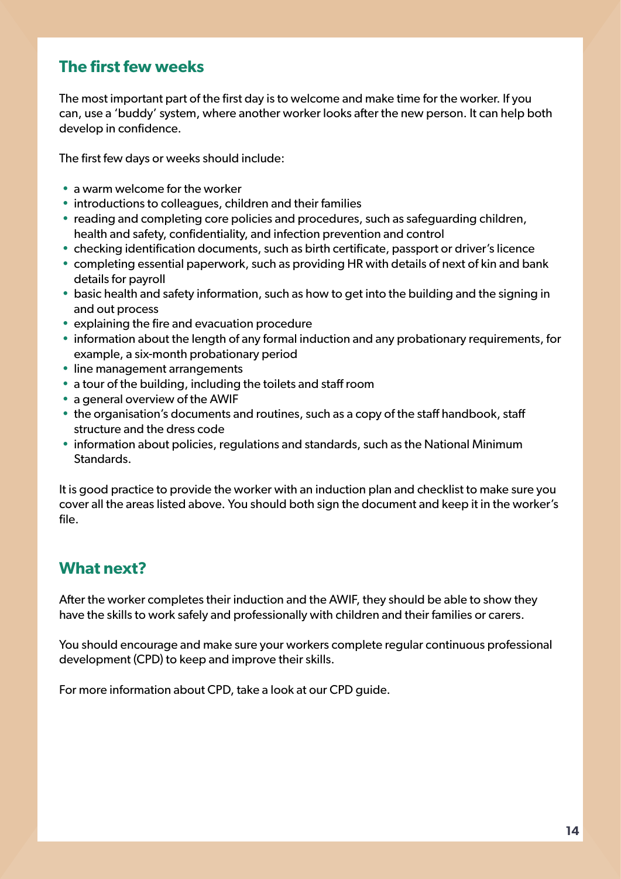## The first few weeks

The most important part of the first day is to welcome and make time for the worker. If you can, use a 'buddy' system, where another worker looks after the new person. It can help both develop in confidence.

The first few days or weeks should include:

- a warm welcome for the worker
- introductions to colleagues, children and their families
- reading and completing core policies and procedures, such as safeguarding children, health and safety, confidentiality, and infection prevention and control
- checking identification documents, such as birth certificate, passport or driver's licence
- completing essential paperwork, such as providing HR with details of next of kin and bank details for payroll
- basic health and safety information, such as how to get into the building and the signing in and out process
- explaining the fire and evacuation procedure
- information about the length of any formal induction and any probationary requirements, for example, a six-month probationary period
- line management arrangements
- a tour of the building, including the toilets and staff room
- a general overview of the AWIF
- the organisation's documents and routines, such as a copy of the staff handbook, staff structure and the dress code
- information about policies, regulations and standards, such as the National Minimum Standards.

It is good practice to provide the worker with an induction plan and checklist to make sure you cover all the areas listed above. You should both sign the document and keep it in the worker's file.

## What next?

After the worker completes their induction and the AWIF, they should be able to show they have the skills to work safely and professionally with children and their families or carers.

You should encourage and make sure your workers complete regular continuous professional development (CPD) to keep and improve their skills.

For more information about CPD, take a look at our CPD guide.